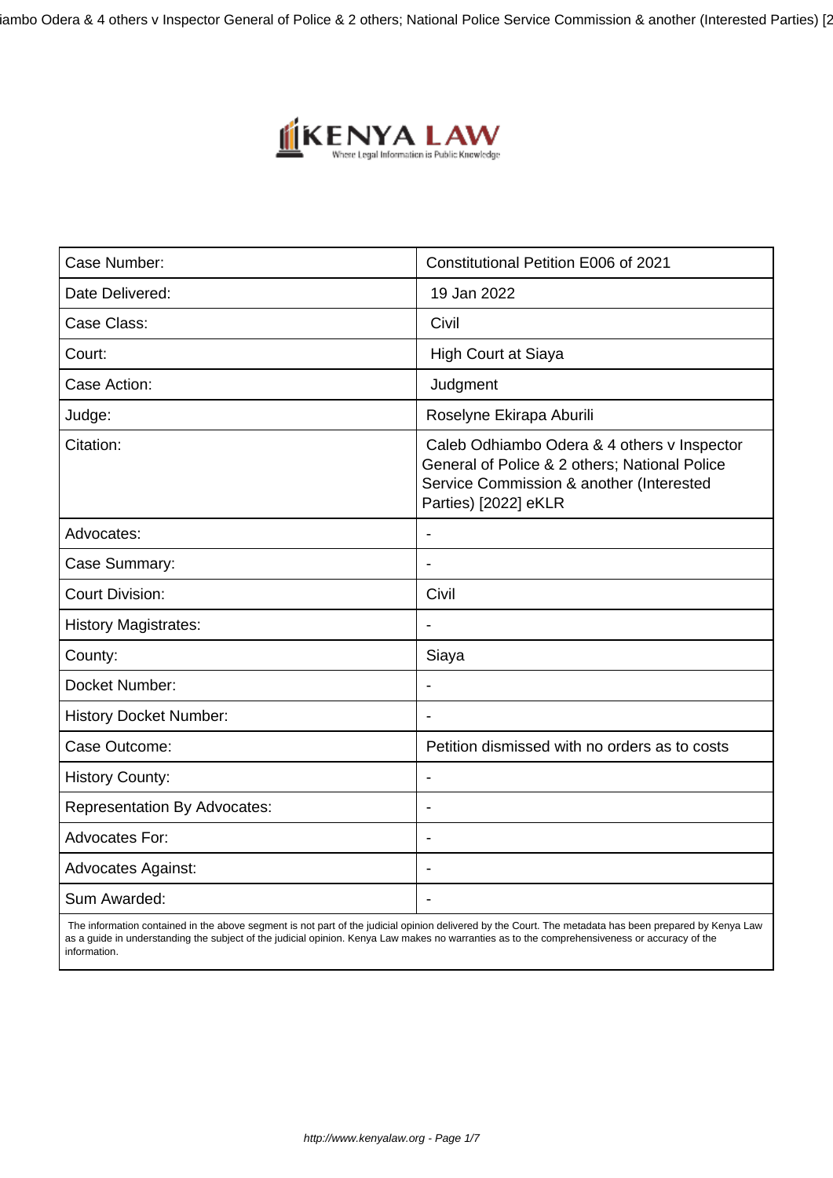| Case Number: | Constitutional Petition E006 of 2021 |
| --- | --- |
| Date Delivered: | 19 Jan 2022 |
| Case Class: | Civil |
| Court: | High Court at Siaya |
| Case Action: | Judgment |
| Judge: | Roselyne Ekirapa Aburili |
| Citation: | Caleb Odhiambo Odera & 4 others v Inspector General of Police & 2 others; National Police Service Commission & another (Interested Parties) [2022] eKLR |
| Advocates: | - |
| Case Summary: | - |
| Court Division: | Civil |
| History Magistrates: | - |
| County: | Siaya |
| Docket Number: | - |
| History Docket Number: | - |
| Case Outcome: | Petition dismissed with no orders as to costs |
| History County: | - |
| Representation By Advocates: | - |
| Advocates For: | - |
| Advocates Against: | - |
| Sum Awarded: | - |

The information contained in the above segment is not part of the judicial opinion delivered by the Court. The metadata has been prepared by Kenya Law as a guide in understanding the subject of the judicial opinion. Kenya Law makes no warranties as to the comprehensiveness or accuracy of the information.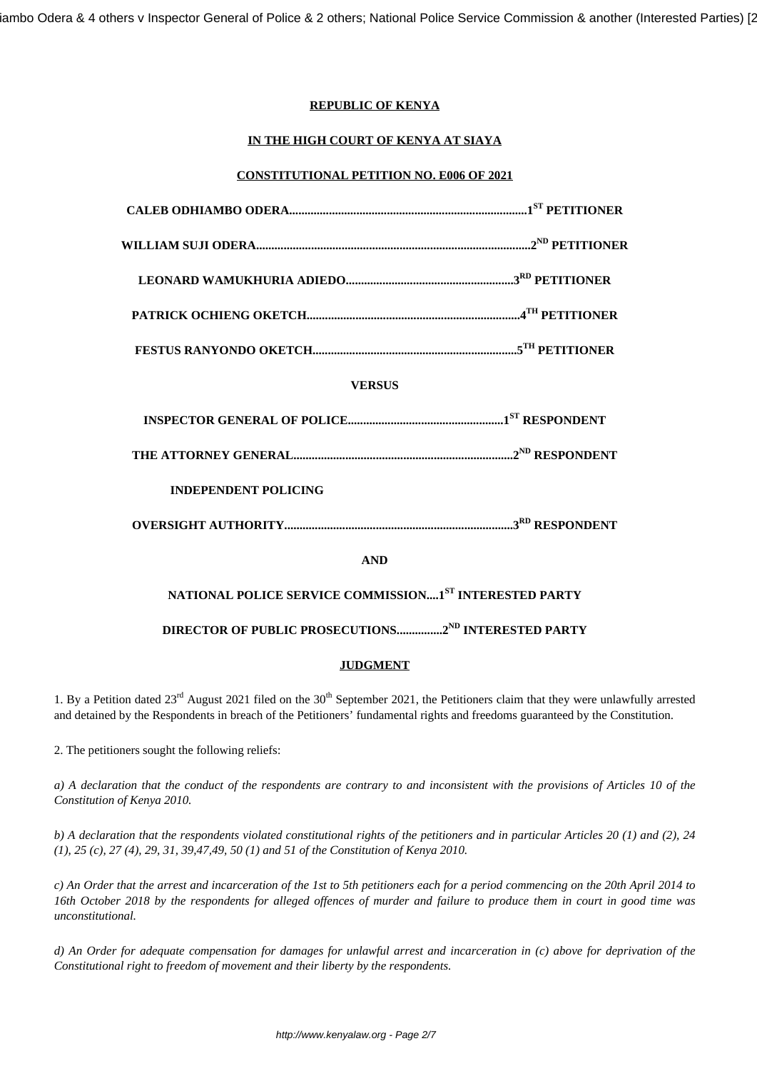**REPUBLIC OF KENYA**

**IN THE HIGH COURT OF KENYA AT SIAYA**

**CONSTITUTIONAL PETITION NO. E006 OF 2021**

**CALEB ODHIAMBO ODERA.............................................................................1ST PETITIONER**

**WILLIAM SUJI ODERA.........................................................................................2ND PETITIONER**

**LEONARD WAMUKHURIA ADIEDO.......................................................3RD PETITIONER**

**PATRICK OCHIENG OKETCH.....................................................................4TH PETITIONER**

**FESTUS RANYONDO OKETCH..................................................................5TH PETITIONER**

**VERSUS**

**INSPECTOR GENERAL OF POLICE...................................................1ST RESPONDENT**

**THE ATTORNEY GENERAL........................................................................2ND RESPONDENT**

**INDEPENDENT POLICING**

**OVERSIGHT AUTHORITY...........................................................................3RD RESPONDENT**

**AND**

**NATIONAL POLICE SERVICE COMMISSION....1ST INTERESTED PARTY**

**DIRECTOR OF PUBLIC PROSECUTIONS..............2ND INTERESTED PARTY**

**JUDGMENT**

1. By a Petition dated 23rd August 2021 filed on the 30th September 2021, the Petitioners claim that they were unlawfully arrested and detained by the Respondents in breach of the Petitioners' fundamental rights and freedoms guaranteed by the Constitution.

2. The petitioners sought the following reliefs:

*a) A declaration that the conduct of the respondents are contrary to and inconsistent with the provisions of Articles 10 of the Constitution of Kenya 2010.*

*b) A declaration that the respondents violated constitutional rights of the petitioners and in particular Articles 20 (1) and (2), 24 (1), 25 (c), 27 (4), 29, 31, 39,47,49, 50 (1) and 51 of the Constitution of Kenya 2010.*

*c) An Order that the arrest and incarceration of the 1st to 5th petitioners each for a period commencing on the 20th April 2014 to 16th October 2018 by the respondents for alleged offences of murder and failure to produce them in court in good time was unconstitutional.*

*d) An Order for adequate compensation for damages for unlawful arrest and incarceration in (c) above for deprivation of the Constitutional right to freedom of movement and their liberty by the respondents.*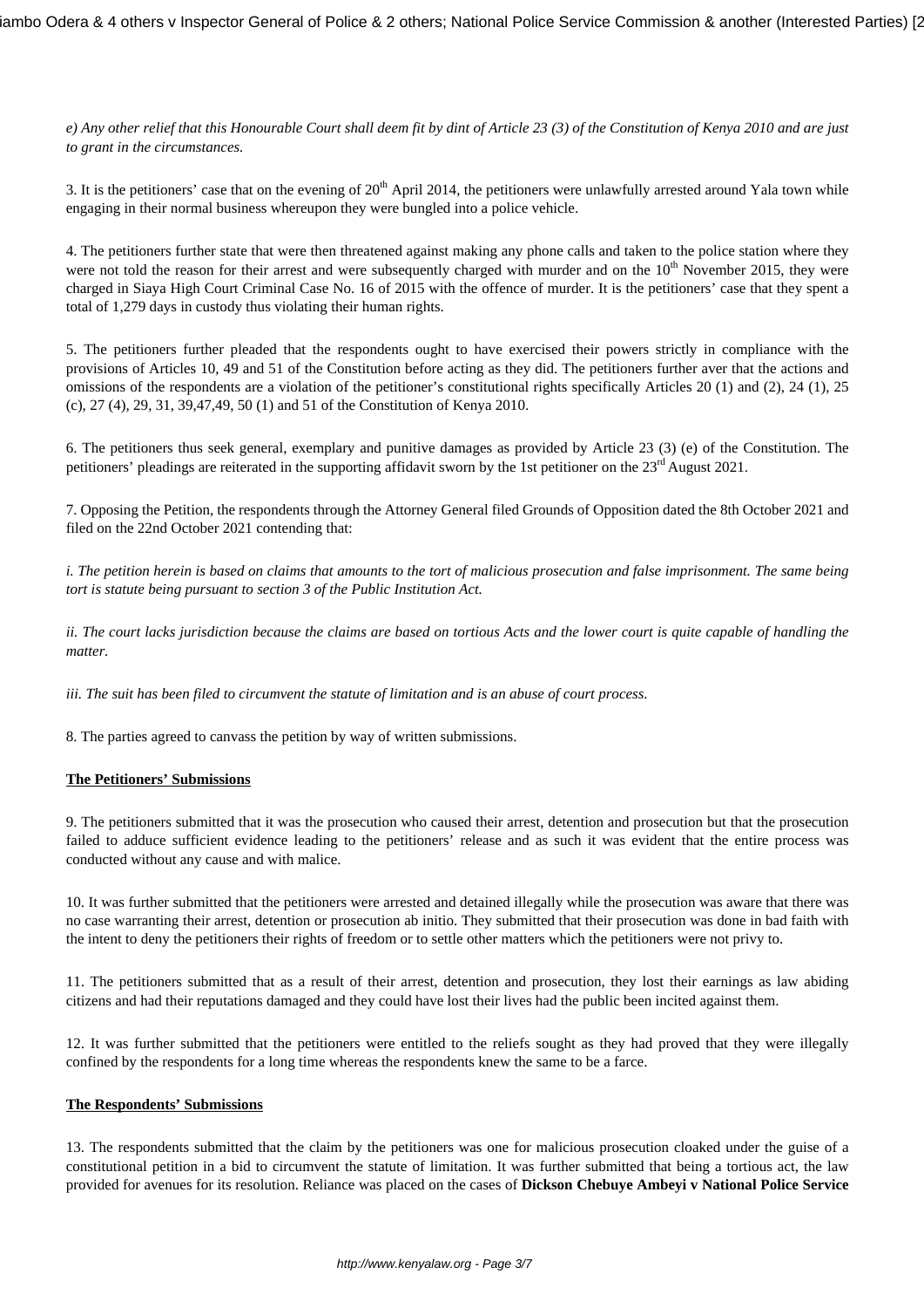*e) Any other relief that this Honourable Court shall deem fit by dint of Article 23 (3) of the Constitution of Kenya 2010 and are just to grant in the circumstances.*

3. It is the petitioners' case that on the evening of 20th April 2014, the petitioners were unlawfully arrested around Yala town while engaging in their normal business whereupon they were bungled into a police vehicle.

4. The petitioners further state that were then threatened against making any phone calls and taken to the police station where they were not told the reason for their arrest and were subsequently charged with murder and on the 10th November 2015, they were charged in Siaya High Court Criminal Case No. 16 of 2015 with the offence of murder. It is the petitioners' case that they spent a total of 1,279 days in custody thus violating their human rights.

5. The petitioners further pleaded that the respondents ought to have exercised their powers strictly in compliance with the provisions of Articles 10, 49 and 51 of the Constitution before acting as they did. The petitioners further aver that the actions and omissions of the respondents are a violation of the petitioner's constitutional rights specifically Articles 20 (1) and (2), 24 (1), 25 (c), 27 (4), 29, 31, 39,47,49, 50 (1) and 51 of the Constitution of Kenya 2010.

6. The petitioners thus seek general, exemplary and punitive damages as provided by Article 23 (3) (e) of the Constitution. The petitioners' pleadings are reiterated in the supporting affidavit sworn by the 1st petitioner on the 23rd August 2021.

7. Opposing the Petition, the respondents through the Attorney General filed Grounds of Opposition dated the 8th October 2021 and filed on the 22nd October 2021 contending that:

*i. The petition herein is based on claims that amounts to the tort of malicious prosecution and false imprisonment. The same being tort is statute being pursuant to section 3 of the Public Institution Act.*

*ii. The court lacks jurisdiction because the claims are based on tortious Acts and the lower court is quite capable of handling the matter.*

*iii. The suit has been filed to circumvent the statute of limitation and is an abuse of court process.*

8. The parties agreed to canvass the petition by way of written submissions.

**The Petitioners' Submissions**

9. The petitioners submitted that it was the prosecution who caused their arrest, detention and prosecution but that the prosecution failed to adduce sufficient evidence leading to the petitioners' release and as such it was evident that the entire process was conducted without any cause and with malice.

10. It was further submitted that the petitioners were arrested and detained illegally while the prosecution was aware that there was no case warranting their arrest, detention or prosecution ab initio. They submitted that their prosecution was done in bad faith with the intent to deny the petitioners their rights of freedom or to settle other matters which the petitioners were not privy to.

11. The petitioners submitted that as a result of their arrest, detention and prosecution, they lost their earnings as law abiding citizens and had their reputations damaged and they could have lost their lives had the public been incited against them.

12. It was further submitted that the petitioners were entitled to the reliefs sought as they had proved that they were illegally confined by the respondents for a long time whereas the respondents knew the same to be a farce.

**The Respondents' Submissions**

13. The respondents submitted that the claim by the petitioners was one for malicious prosecution cloaked under the guise of a constitutional petition in a bid to circumvent the statute of limitation. It was further submitted that being a tortious act, the law provided for avenues for its resolution. Reliance was placed on the cases of **Dickson Chebuye Ambeyi v National Police Service**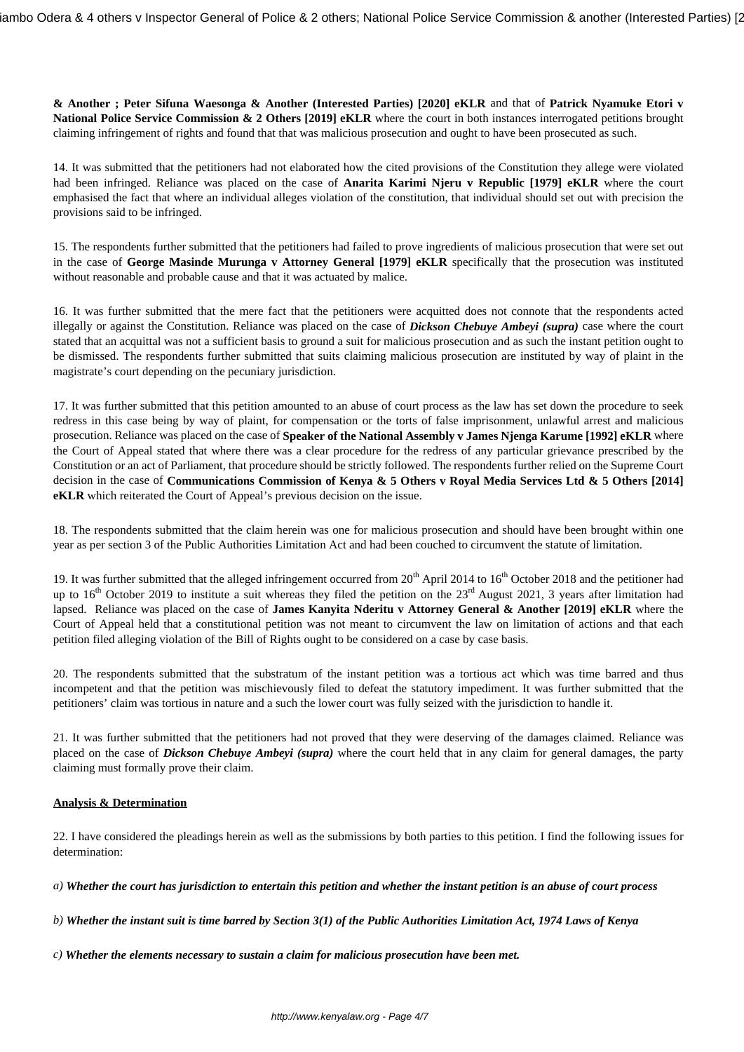**& Another ; Peter Sifuna Waesonga & Another (Interested Parties) [2020] eKLR** and that of **Patrick Nyamuke Etori v National Police Service Commission & 2 Others [2019] eKLR** where the court in both instances interrogated petitions brought claiming infringement of rights and found that that was malicious prosecution and ought to have been prosecuted as such.

14. It was submitted that the petitioners had not elaborated how the cited provisions of the Constitution they allege were violated had been infringed. Reliance was placed on the case of **Anarita Karimi Njeru v Republic [1979] eKLR** where the court emphasised the fact that where an individual alleges violation of the constitution, that individual should set out with precision the provisions said to be infringed.

15. The respondents further submitted that the petitioners had failed to prove ingredients of malicious prosecution that were set out in the case of **George Masinde Murunga v Attorney General [1979] eKLR** specifically that the prosecution was instituted without reasonable and probable cause and that it was actuated by malice.

16. It was further submitted that the mere fact that the petitioners were acquitted does not connote that the respondents acted illegally or against the Constitution. Reliance was placed on the case of ***Dickson Chebuye Ambeyi (supra)*** case where the court stated that an acquittal was not a sufficient basis to ground a suit for malicious prosecution and as such the instant petition ought to be dismissed. The respondents further submitted that suits claiming malicious prosecution are instituted by way of plaint in the magistrate's court depending on the pecuniary jurisdiction.

17. It was further submitted that this petition amounted to an abuse of court process as the law has set down the procedure to seek redress in this case being by way of plaint, for compensation or the torts of false imprisonment, unlawful arrest and malicious prosecution. Reliance was placed on the case of **Speaker of the National Assembly v James Njenga Karume [1992] eKLR** where the Court of Appeal stated that where there was a clear procedure for the redress of any particular grievance prescribed by the Constitution or an act of Parliament, that procedure should be strictly followed. The respondents further relied on the Supreme Court decision in the case of **Communications Commission of Kenya & 5 Others v Royal Media Services Ltd & 5 Others [2014] eKLR** which reiterated the Court of Appeal's previous decision on the issue.

18. The respondents submitted that the claim herein was one for malicious prosecution and should have been brought within one year as per section 3 of the Public Authorities Limitation Act and had been couched to circumvent the statute of limitation.

19. It was further submitted that the alleged infringement occurred from 20th April 2014 to 16th October 2018 and the petitioner had up to 16th October 2019 to institute a suit whereas they filed the petition on the 23rd August 2021, 3 years after limitation had lapsed. Reliance was placed on the case of **James Kanyita Nderitu v Attorney General & Another [2019] eKLR** where the Court of Appeal held that a constitutional petition was not meant to circumvent the law on limitation of actions and that each petition filed alleging violation of the Bill of Rights ought to be considered on a case by case basis.

20. The respondents submitted that the substratum of the instant petition was a tortious act which was time barred and thus incompetent and that the petition was mischievously filed to defeat the statutory impediment. It was further submitted that the petitioners' claim was tortious in nature and a such the lower court was fully seized with the jurisdiction to handle it.

21. It was further submitted that the petitioners had not proved that they were deserving of the damages claimed. Reliance was placed on the case of ***Dickson Chebuye Ambeyi (supra)*** where the court held that in any claim for general damages, the party claiming must formally prove their claim.

## Analysis & Determination

22. I have considered the pleadings herein as well as the submissions by both parties to this petition. I find the following issues for determination:

*a)* ***Whether the court has jurisdiction to entertain this petition and whether the instant petition is an abuse of court process***

*b)* ***Whether the instant suit is time barred by Section 3(1) of the Public Authorities Limitation Act, 1974 Laws of Kenya***

*c)* ***Whether the elements necessary to sustain a claim for malicious prosecution have been met.***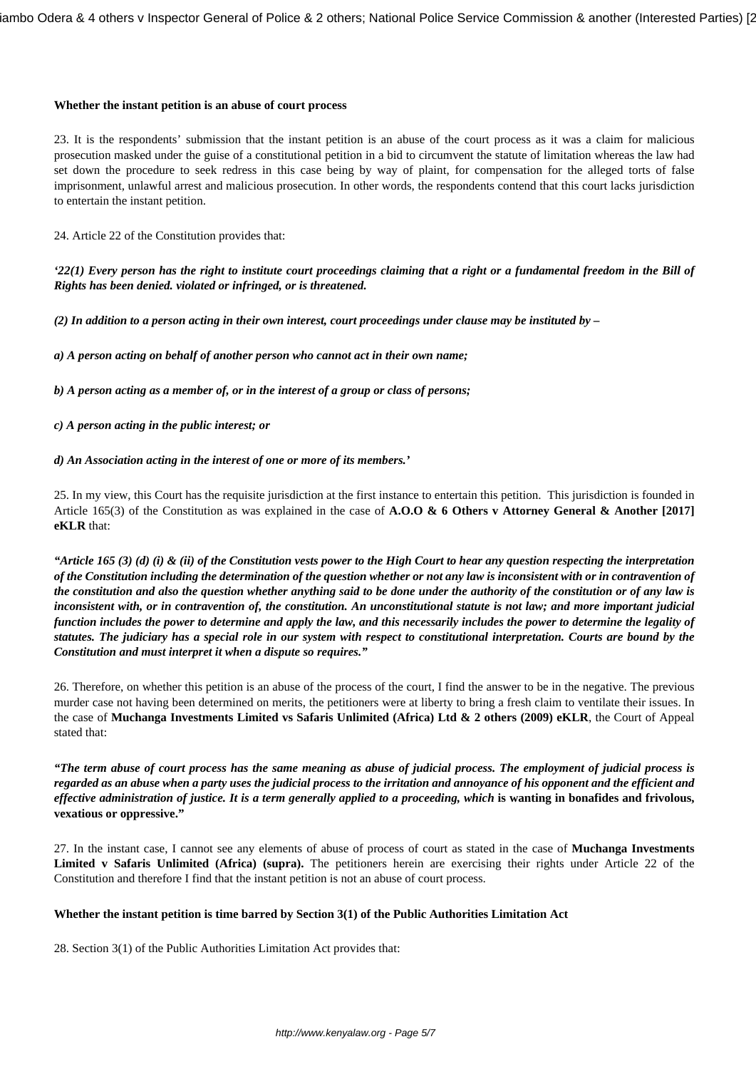**Whether the instant petition is an abuse of court process**

23. It is the respondents' submission that the instant petition is an abuse of the court process as it was a claim for malicious prosecution masked under the guise of a constitutional petition in a bid to circumvent the statute of limitation whereas the law had set down the procedure to seek redress in this case being by way of plaint, for compensation for the alleged torts of false imprisonment, unlawful arrest and malicious prosecution. In other words, the respondents contend that this court lacks jurisdiction to entertain the instant petition.

24. Article 22 of the Constitution provides that:

***'22(1) Every person has the right to institute court proceedings claiming that a right or a fundamental freedom in the Bill of Rights has been denied. violated or infringed, or is threatened.***

***(2) In addition to a person acting in their own interest, court proceedings under clause may be instituted by –***

***a) A person acting on behalf of another person who cannot act in their own name;***

***b) A person acting as a member of, or in the interest of a group or class of persons;***

***c) A person acting in the public interest; or***

***d) An Association acting in the interest of one or more of its members.'***

25. In my view, this Court has the requisite jurisdiction at the first instance to entertain this petition. This jurisdiction is founded in Article 165(3) of the Constitution as was explained in the case of **A.O.O & 6 Others v Attorney General & Another [2017] eKLR** that:

***"Article 165 (3) (d) (i) & (ii) of the Constitution vests power to the High Court to hear any question respecting the interpretation of the Constitution including the determination of the question whether or not any law is inconsistent with or in contravention of the constitution and also the question whether anything said to be done under the authority of the constitution or of any law is inconsistent with, or in contravention of, the constitution. An unconstitutional statute is not law; and more important judicial function includes the power to determine and apply the law, and this necessarily includes the power to determine the legality of statutes. The judiciary has a special role in our system with respect to constitutional interpretation. Courts are bound by the Constitution and must interpret it when a dispute so requires."***

26. Therefore, on whether this petition is an abuse of the process of the court, I find the answer to be in the negative. The previous murder case not having been determined on merits, the petitioners were at liberty to bring a fresh claim to ventilate their issues. In the case of **Muchanga Investments Limited vs Safaris Unlimited (Africa) Ltd & 2 others (2009) eKLR**, the Court of Appeal stated that:

***"The term abuse of court process has the same meaning as abuse of judicial process. The employment of judicial process is regarded as an abuse when a party uses the judicial process to the irritation and annoyance of his opponent and the efficient and effective administration of justice. It is a term generally applied to a proceeding, which*** **is wanting in bonafides and frivolous, vexatious or oppressive."**

27. In the instant case, I cannot see any elements of abuse of process of court as stated in the case of **Muchanga Investments Limited v Safaris Unlimited (Africa) (supra).** The petitioners herein are exercising their rights under Article 22 of the Constitution and therefore I find that the instant petition is not an abuse of court process.

**Whether the instant petition is time barred by Section 3(1) of the Public Authorities Limitation Act**

28. Section 3(1) of the Public Authorities Limitation Act provides that: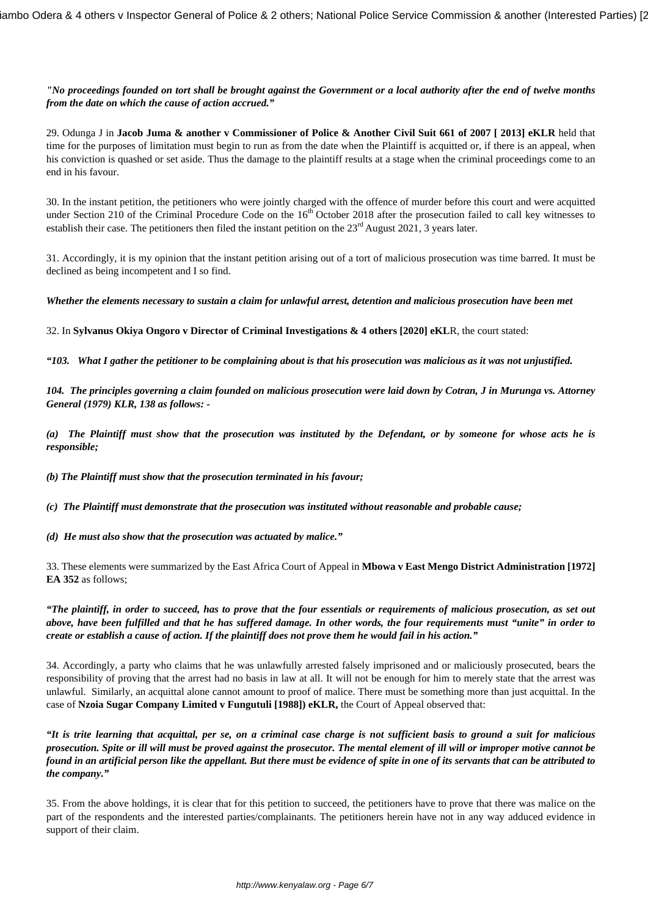*"No proceedings founded on tort shall be brought against the Government or a local authority after the end of twelve months from the date on which the cause of action accrued."*

29. Odunga J in **Jacob Juma & another v Commissioner of Police & Another Civil Suit 661 of 2007 [ 2013] eKLR** held that time for the purposes of limitation must begin to run as from the date when the Plaintiff is acquitted or, if there is an appeal, when his conviction is quashed or set aside. Thus the damage to the plaintiff results at a stage when the criminal proceedings come to an end in his favour.

30. In the instant petition, the petitioners who were jointly charged with the offence of murder before this court and were acquitted under Section 210 of the Criminal Procedure Code on the 16th October 2018 after the prosecution failed to call key witnesses to establish their case. The petitioners then filed the instant petition on the 23rd August 2021, 3 years later.

31. Accordingly, it is my opinion that the instant petition arising out of a tort of malicious prosecution was time barred. It must be declined as being incompetent and I so find.

***Whether the elements necessary to sustain a claim for unlawful arrest, detention and malicious prosecution have been met***

32. In **Sylvanus Okiya Ongoro v Director of Criminal Investigations & 4 others [2020] eKL**R, the court stated:

***"103. What I gather the petitioner to be complaining about is that his prosecution was malicious as it was not unjustified.***

***104. The principles governing a claim founded on malicious prosecution were laid down by Cotran, J in Murunga vs. Attorney General (1979) KLR, 138 as follows: -***

***(a) The Plaintiff must show that the prosecution was instituted by the Defendant, or by someone for whose acts he is responsible;***

***(b) The Plaintiff must show that the prosecution terminated in his favour;***

***(c) The Plaintiff must demonstrate that the prosecution was instituted without reasonable and probable cause;***

***(d) He must also show that the prosecution was actuated by malice."***

33. These elements were summarized by the East Africa Court of Appeal in **Mbowa v East Mengo District Administration [1972] EA 352** as follows;

***"The plaintiff, in order to succeed, has to prove that the four essentials or requirements of malicious prosecution, as set out above, have been fulfilled and that he has suffered damage. In other words, the four requirements must "unite" in order to create or establish a cause of action. If the plaintiff does not prove them he would fail in his action."***

34. Accordingly, a party who claims that he was unlawfully arrested falsely imprisoned and or maliciously prosecuted, bears the responsibility of proving that the arrest had no basis in law at all. It will not be enough for him to merely state that the arrest was unlawful. Similarly, an acquittal alone cannot amount to proof of malice. There must be something more than just acquittal. In the case of **Nzoia Sugar Company Limited v Fungutuli [1988]) eKLR,** the Court of Appeal observed that:

***"It is trite learning that acquittal, per se, on a criminal case charge is not sufficient basis to ground a suit for malicious prosecution. Spite or ill will must be proved against the prosecutor. The mental element of ill will or improper motive cannot be found in an artificial person like the appellant. But there must be evidence of spite in one of its servants that can be attributed to the company."***

35. From the above holdings, it is clear that for this petition to succeed, the petitioners have to prove that there was malice on the part of the respondents and the interested parties/complainants. The petitioners herein have not in any way adduced evidence in support of their claim.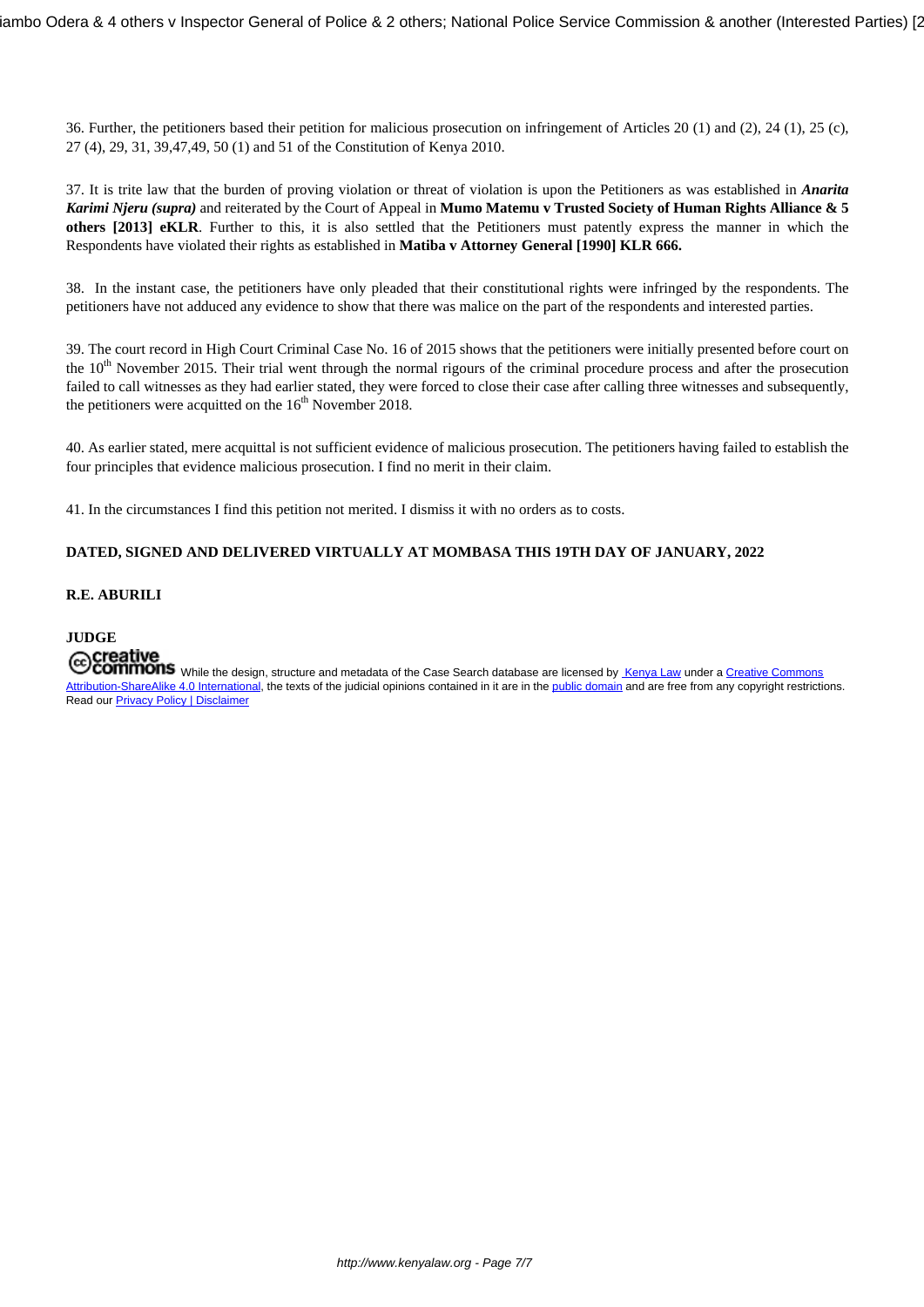36. Further, the petitioners based their petition for malicious prosecution on infringement of Articles 20 (1) and (2), 24 (1), 25 (c), 27 (4), 29, 31, 39,47,49, 50 (1) and 51 of the Constitution of Kenya 2010.

37. It is trite law that the burden of proving violation or threat of violation is upon the Petitioners as was established in ***Anarita Karimi Njeru (supra)*** and reiterated by the Court of Appeal in **Mumo Matemu v Trusted Society of Human Rights Alliance & 5 others [2013] eKLR**. Further to this, it is also settled that the Petitioners must patently express the manner in which the Respondents have violated their rights as established in **Matiba v Attorney General [1990] KLR 666.**

38. In the instant case, the petitioners have only pleaded that their constitutional rights were infringed by the respondents. The petitioners have not adduced any evidence to show that there was malice on the part of the respondents and interested parties.

39. The court record in High Court Criminal Case No. 16 of 2015 shows that the petitioners were initially presented before court on the 10th November 2015. Their trial went through the normal rigours of the criminal procedure process and after the prosecution failed to call witnesses as they had earlier stated, they were forced to close their case after calling three witnesses and subsequently, the petitioners were acquitted on the 16th November 2018.

40. As earlier stated, mere acquittal is not sufficient evidence of malicious prosecution. The petitioners having failed to establish the four principles that evidence malicious prosecution. I find no merit in their claim.

41. In the circumstances I find this petition not merited. I dismiss it with no orders as to costs.

**DATED, SIGNED AND DELIVERED VIRTUALLY AT MOMBASA THIS 19TH DAY OF JANUARY, 2022**

**R.E. ABURILI**

**JUDGE**

While the design, structure and metadata of the Case Search database are licensed by Kenya Law under a Creative Commons Attribution-ShareAlike 4.0 International, the texts of the judicial opinions contained in it are in the public domain and are free from any copyright restrictions. Read our Privacy Policy | Disclaimer